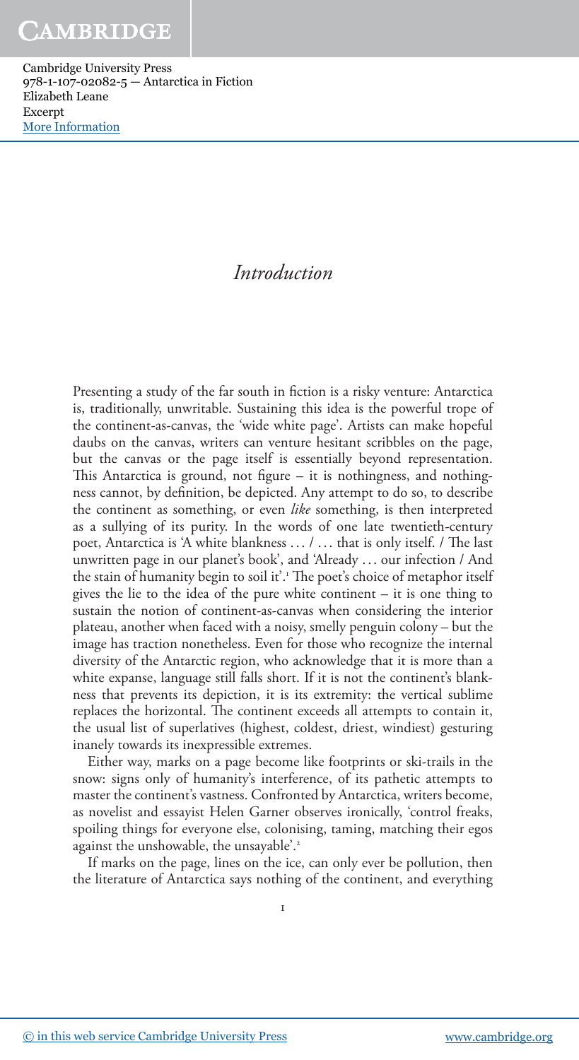# *Introduction*

Presenting a study of the far south in fiction is a risky venture: Antarctica is, traditionally, unwritable. Sustaining this idea is the powerful trope of the continent-as-canvas, the 'wide white page'. Artists can make hopeful daubs on the canvas, writers can venture hesitant scribbles on the page, but the canvas or the page itself is essentially beyond representation. This Antarctica is ground, not figure – it is nothingness, and nothingness cannot, by definition, be depicted. Any attempt to do so, to describe the continent as something, or even *like* something, is then interpreted as a sullying of its purity. In the words of one late twentieth-century poet, Antarctica is 'A white blankness … / … that is only itself. / The last unwritten page in our planet's book', and 'Already … our infection / And the stain of humanity begin to soil it'.[1] The poet's choice of metaphor itself gives the lie to the idea of the pure white continent – it is one thing to sustain the notion of continent-as-canvas when considering the interior plateau, another when faced with a noisy, smelly penguin colony – but the image has traction nonetheless. Even for those who recognize the internal diversity of the Antarctic region, who acknowledge that it is more than a white expanse, language still falls short. If it is not the continent's blankness that prevents its depiction, it is its extremity: the vertical sublime replaces the horizontal. The continent exceeds all attempts to contain it, the usual list of superlatives (highest, coldest, driest, windiest) gesturing inanely towards its inexpressible extremes.

Either way, marks on a page become like footprints or ski-trails in the snow: signs only of humanity's interference, of its pathetic attempts to master the continent's vastness. Confronted by Antarctica, writers become, as novelist and essayist Helen Garner observes ironically, 'control freaks, spoiling things for everyone else, colonising, taming, matching their egos against the unshowable, the unsayable'.[2]

If marks on the page, lines on the ice, can only ever be pollution, then the literature of Antarctica says nothing of the continent, and everything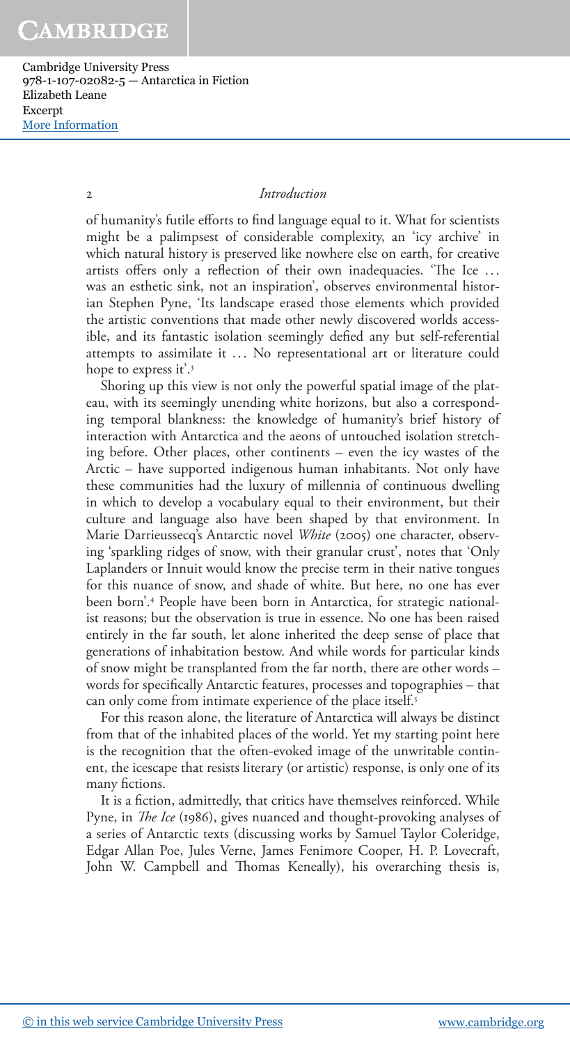of humanity's futile efforts to find language equal to it. What for scientists might be a palimpsest of considerable complexity, an 'icy archive' in which natural history is preserved like nowhere else on earth, for creative artists offers only a reflection of their own inadequacies. 'The Ice … was an esthetic sink, not an inspiration', observes environmental historian Stephen Pyne, 'Its landscape erased those elements which provided the artistic conventions that made other newly discovered worlds accessible, and its fantastic isolation seemingly defied any but self-referential attempts to assimilate it … No representational art or literature could hope to express it'.[3]

Shoring up this view is not only the powerful spatial image of the plateau, with its seemingly unending white horizons, but also a corresponding temporal blankness: the knowledge of humanity's brief history of interaction with Antarctica and the aeons of untouched isolation stretching before. Other places, other continents – even the icy wastes of the Arctic – have supported indigenous human inhabitants. Not only have these communities had the luxury of millennia of continuous dwelling in which to develop a vocabulary equal to their environment, but their culture and language also have been shaped by that environment. In Marie Darrieussecq's Antarctic novel *White* (2005) one character, observing 'sparkling ridges of snow, with their granular crust', notes that 'Only Laplanders or Innuit would know the precise term in their native tongues for this nuance of snow, and shade of white. But here, no one has ever been born'.[4] People have been born in Antarctica, for strategic nationalist reasons; but the observation is true in essence. No one has been raised entirely in the far south, let alone inherited the deep sense of place that generations of inhabitation bestow. And while words for particular kinds of snow might be transplanted from the far north, there are other words – words for specifically Antarctic features, processes and topographies – that can only come from intimate experience of the place itself.[5]

For this reason alone, the literature of Antarctica will always be distinct from that of the inhabited places of the world. Yet my starting point here is the recognition that the often-evoked image of the unwritable continent, the icescape that resists literary (or artistic) response, is only one of its many fictions.

It is a fiction, admittedly, that critics have themselves reinforced. While Pyne, in *The Ice* (1986), gives nuanced and thought-provoking analyses of a series of Antarctic texts (discussing works by Samuel Taylor Coleridge, Edgar Allan Poe, Jules Verne, James Fenimore Cooper, H. P. Lovecraft, John W. Campbell and Thomas Keneally), his overarching thesis is,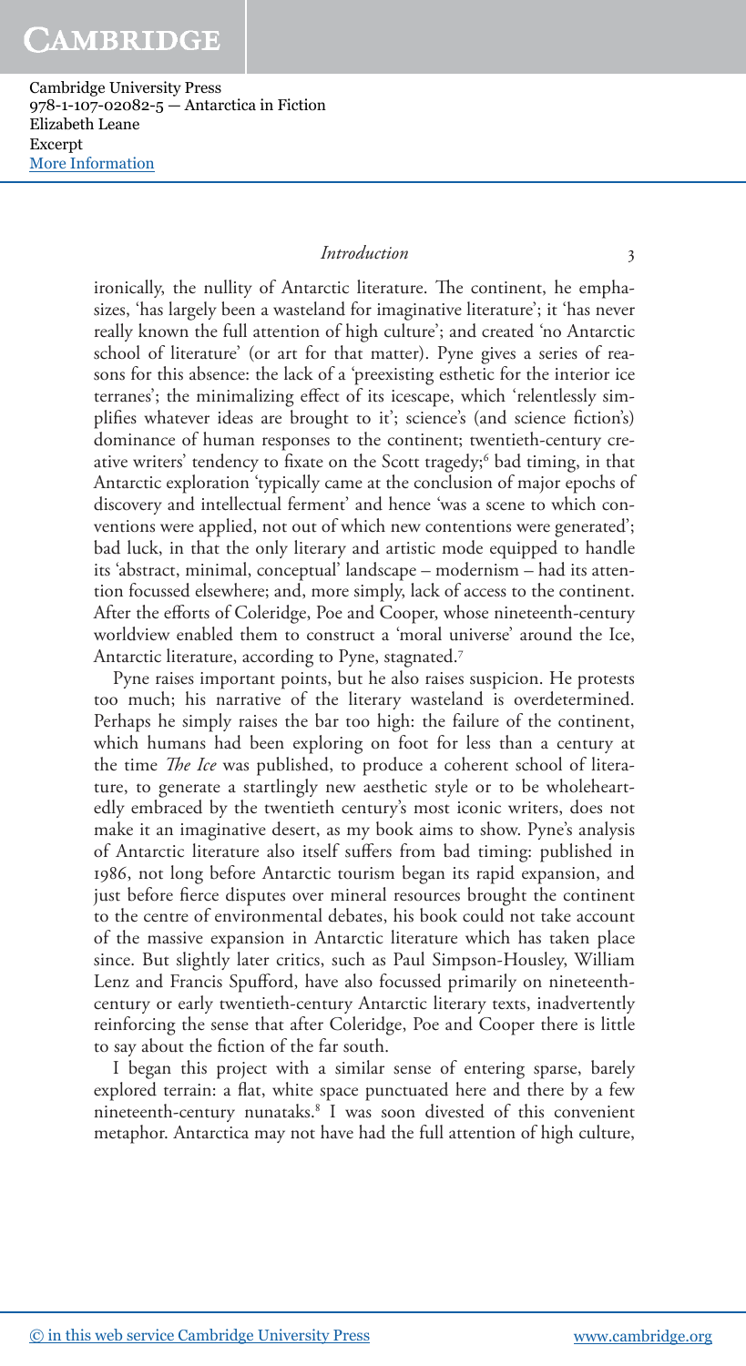ironically, the nullity of Antarctic literature. The continent, he emphasizes, 'has largely been a wasteland for imaginative literature'; it 'has never really known the full attention of high culture'; and created 'no Antarctic school of literature' (or art for that matter). Pyne gives a series of reasons for this absence: the lack of a 'preexisting esthetic for the interior ice terranes'; the minimalizing effect of its icescape, which 'relentlessly simplifies whatever ideas are brought to it'; science's (and science fiction's) dominance of human responses to the continent; twentieth-century creative writers' tendency to fixate on the Scott tragedy;[6] bad timing, in that Antarctic exploration 'typically came at the conclusion of major epochs of discovery and intellectual ferment' and hence 'was a scene to which conventions were applied, not out of which new contentions were generated'; bad luck, in that the only literary and artistic mode equipped to handle its 'abstract, minimal, conceptual' landscape – modernism – had its attention focussed elsewhere; and, more simply, lack of access to the continent. After the efforts of Coleridge, Poe and Cooper, whose nineteenth-century worldview enabled them to construct a 'moral universe' around the Ice, Antarctic literature, according to Pyne, stagnated.[7]

Pyne raises important points, but he also raises suspicion. He protests too much; his narrative of the literary wasteland is overdetermined. Perhaps he simply raises the bar too high: the failure of the continent, which humans had been exploring on foot for less than a century at the time *The Ice* was published, to produce a coherent school of literature, to generate a startlingly new aesthetic style or to be wholeheartedly embraced by the twentieth century's most iconic writers, does not make it an imaginative desert, as my book aims to show. Pyne's analysis of Antarctic literature also itself suffers from bad timing: published in 1986, not long before Antarctic tourism began its rapid expansion, and just before fierce disputes over mineral resources brought the continent to the centre of environmental debates, his book could not take account of the massive expansion in Antarctic literature which has taken place since. But slightly later critics, such as Paul Simpson-Housley, William Lenz and Francis Spufford, have also focussed primarily on nineteenth-century or early twentieth-century Antarctic literary texts, inadvertently reinforcing the sense that after Coleridge, Poe and Cooper there is little to say about the fiction of the far south.

I began this project with a similar sense of entering sparse, barely explored terrain: a flat, white space punctuated here and there by a few nineteenth-century nunataks.[8] I was soon divested of this convenient metaphor. Antarctica may not have had the full attention of high culture,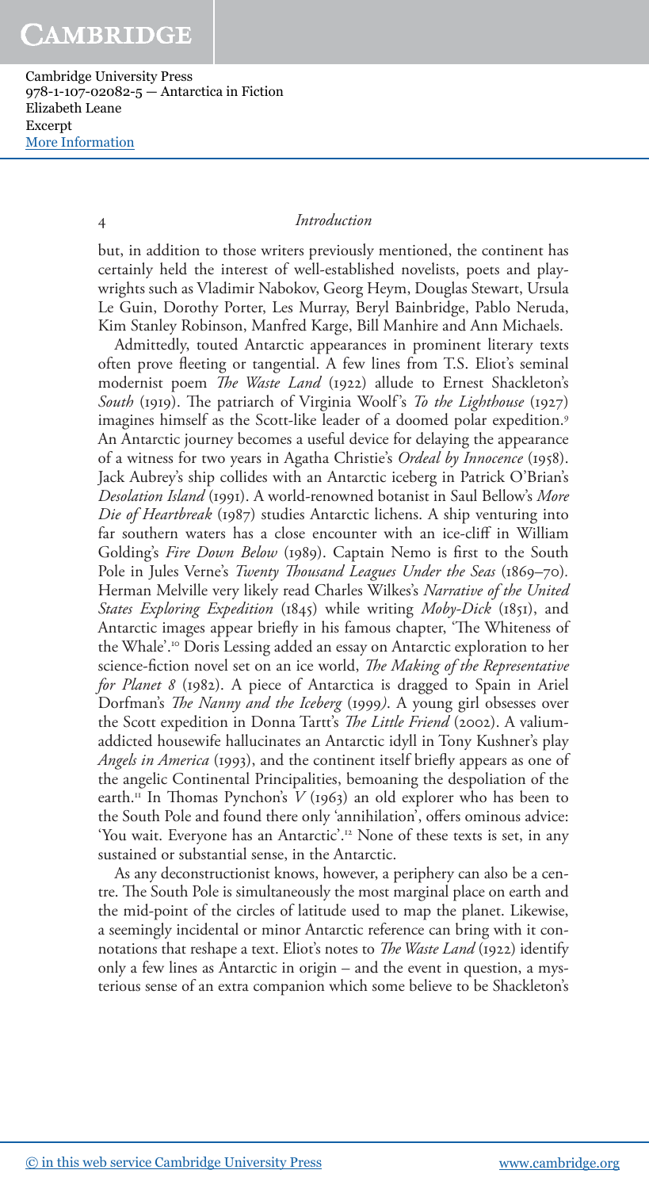but, in addition to those writers previously mentioned, the continent has certainly held the interest of well-established novelists, poets and playwrights such as Vladimir Nabokov, Georg Heym, Douglas Stewart, Ursula Le Guin, Dorothy Porter, Les Murray, Beryl Bainbridge, Pablo Neruda, Kim Stanley Robinson, Manfred Karge, Bill Manhire and Ann Michaels.

Admittedly, touted Antarctic appearances in prominent literary texts often prove fleeting or tangential. A few lines from T.S. Eliot's seminal modernist poem *The Waste Land* (1922) allude to Ernest Shackleton's *South* (1919). The patriarch of Virginia Woolf's *To the Lighthouse* (1927) imagines himself as the Scott-like leader of a doomed polar expedition.[9] An Antarctic journey becomes a useful device for delaying the appearance of a witness for two years in Agatha Christie's *Ordeal by Innocence* (1958). Jack Aubrey's ship collides with an Antarctic iceberg in Patrick O'Brian's *Desolation Island* (1991). A world-renowned botanist in Saul Bellow's *More Die of Heartbreak* (1987) studies Antarctic lichens. A ship venturing into far southern waters has a close encounter with an ice-cliff in William Golding's *Fire Down Below* (1989). Captain Nemo is first to the South Pole in Jules Verne's *Twenty Thousand Leagues Under the Seas* (1869–70). Herman Melville very likely read Charles Wilkes's *Narrative of the United States Exploring Expedition* (1845) while writing *Moby-Dick* (1851), and Antarctic images appear briefly in his famous chapter, 'The Whiteness of the Whale'.[10] Doris Lessing added an essay on Antarctic exploration to her science-fiction novel set on an ice world, *The Making of the Representative for Planet 8* (1982). A piece of Antarctica is dragged to Spain in Ariel Dorfman's *The Nanny and the Iceberg* (1999). A young girl obsesses over the Scott expedition in Donna Tartt's *The Little Friend* (2002). A valium-addicted housewife hallucinates an Antarctic idyll in Tony Kushner's play *Angels in America* (1993), and the continent itself briefly appears as one of the angelic Continental Principalities, bemoaning the despoliation of the earth.[11] In Thomas Pynchon's *V* (1963) an old explorer who has been to the South Pole and found there only 'annihilation', offers ominous advice: 'You wait. Everyone has an Antarctic'.[12] None of these texts is set, in any sustained or substantial sense, in the Antarctic.

As any deconstructionist knows, however, a periphery can also be a centre. The South Pole is simultaneously the most marginal place on earth and the mid-point of the circles of latitude used to map the planet. Likewise, a seemingly incidental or minor Antarctic reference can bring with it connotations that reshape a text. Eliot's notes to *The Waste Land* (1922) identify only a few lines as Antarctic in origin – and the event in question, a mysterious sense of an extra companion which some believe to be Shackleton's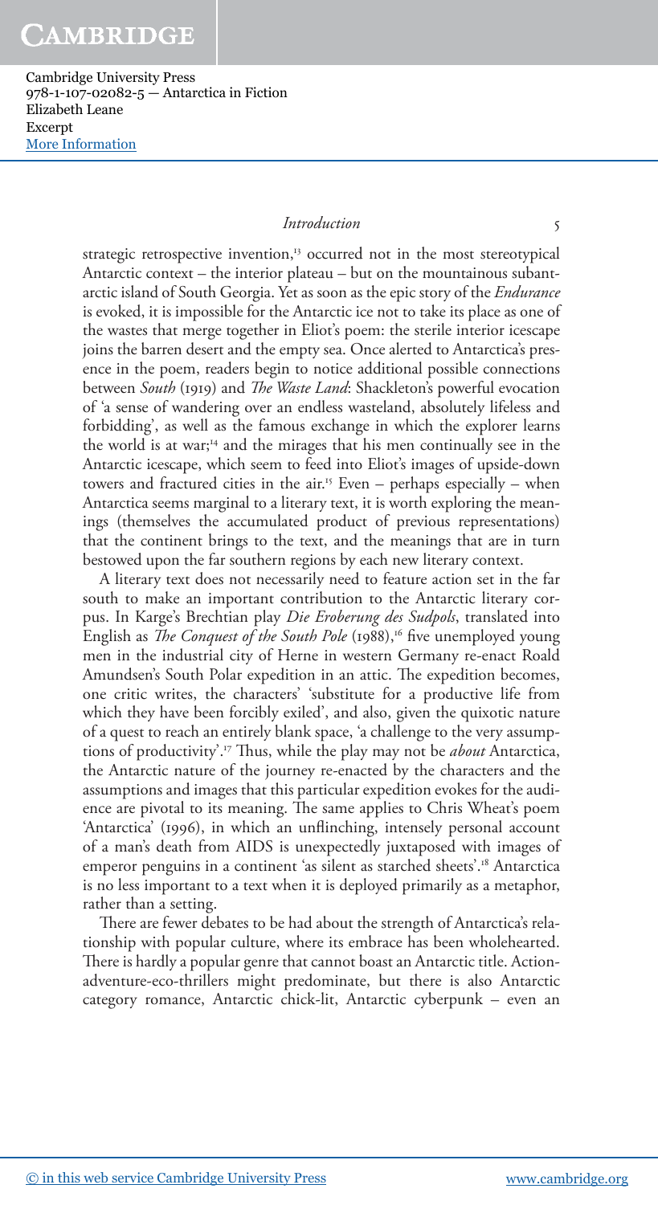strategic retrospective invention,[13] occurred not in the most stereotypical Antarctic context – the interior plateau – but on the mountainous subantarctic island of South Georgia. Yet as soon as the epic story of the *Endurance* is evoked, it is impossible for the Antarctic ice not to take its place as one of the wastes that merge together in Eliot's poem: the sterile interior icescape joins the barren desert and the empty sea. Once alerted to Antarctica's presence in the poem, readers begin to notice additional possible connections between *South* (1919) and *The Waste Land*: Shackleton's powerful evocation of 'a sense of wandering over an endless wasteland, absolutely lifeless and forbidding', as well as the famous exchange in which the explorer learns the world is at war;[14] and the mirages that his men continually see in the Antarctic icescape, which seem to feed into Eliot's images of upside-down towers and fractured cities in the air.[15] Even – perhaps especially – when Antarctica seems marginal to a literary text, it is worth exploring the meanings (themselves the accumulated product of previous representations) that the continent brings to the text, and the meanings that are in turn bestowed upon the far southern regions by each new literary context.

A literary text does not necessarily need to feature action set in the far south to make an important contribution to the Antarctic literary corpus. In Karge's Brechtian play *Die Eroberung des Sudpols*, translated into English as *The Conquest of the South Pole* (1988),[16] five unemployed young men in the industrial city of Herne in western Germany re-enact Roald Amundsen's South Polar expedition in an attic. The expedition becomes, one critic writes, the characters' 'substitute for a productive life from which they have been forcibly exiled', and also, given the quixotic nature of a quest to reach an entirely blank space, 'a challenge to the very assumptions of productivity'.[17] Thus, while the play may not be *about* Antarctica, the Antarctic nature of the journey re-enacted by the characters and the assumptions and images that this particular expedition evokes for the audience are pivotal to its meaning. The same applies to Chris Wheat's poem 'Antarctica' (1996), in which an unflinching, intensely personal account of a man's death from AIDS is unexpectedly juxtaposed with images of emperor penguins in a continent 'as silent as starched sheets'.[18] Antarctica is no less important to a text when it is deployed primarily as a metaphor, rather than a setting.

There are fewer debates to be had about the strength of Antarctica's relationship with popular culture, where its embrace has been wholehearted. There is hardly a popular genre that cannot boast an Antarctic title. Action-adventure-eco-thrillers might predominate, but there is also Antarctic category romance, Antarctic chick-lit, Antarctic cyberpunk – even an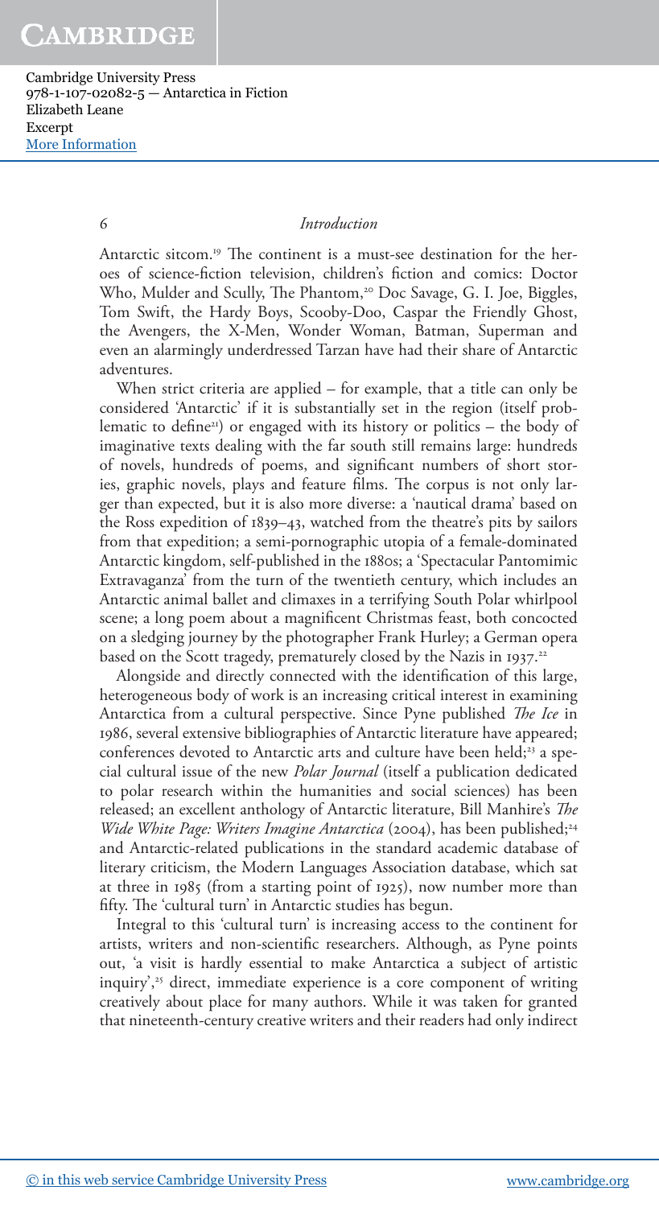Antarctic sitcom.[19] The continent is a must-see destination for the heroes of science-fiction television, children's fiction and comics: Doctor Who, Mulder and Scully, The Phantom,[20] Doc Savage, G. I. Joe, Biggles, Tom Swift, the Hardy Boys, Scooby-Doo, Caspar the Friendly Ghost, the Avengers, the X-Men, Wonder Woman, Batman, Superman and even an alarmingly underdressed Tarzan have had their share of Antarctic adventures.

When strict criteria are applied – for example, that a title can only be considered 'Antarctic' if it is substantially set in the region (itself problematic to define[21]) or engaged with its history or politics – the body of imaginative texts dealing with the far south still remains large: hundreds of novels, hundreds of poems, and significant numbers of short stories, graphic novels, plays and feature films. The corpus is not only larger than expected, but it is also more diverse: a 'nautical drama' based on the Ross expedition of 1839–43, watched from the theatre's pits by sailors from that expedition; a semi-pornographic utopia of a female-dominated Antarctic kingdom, self-published in the 1880s; a 'Spectacular Pantomimic Extravaganza' from the turn of the twentieth century, which includes an Antarctic animal ballet and climaxes in a terrifying South Polar whirlpool scene; a long poem about a magnificent Christmas feast, both concocted on a sledging journey by the photographer Frank Hurley; a German opera based on the Scott tragedy, prematurely closed by the Nazis in 1937.[22]

Alongside and directly connected with the identification of this large, heterogeneous body of work is an increasing critical interest in examining Antarctica from a cultural perspective. Since Pyne published *The Ice* in 1986, several extensive bibliographies of Antarctic literature have appeared; conferences devoted to Antarctic arts and culture have been held;[23] a special cultural issue of the new *Polar Journal* (itself a publication dedicated to polar research within the humanities and social sciences) has been released; an excellent anthology of Antarctic literature, Bill Manhire's *The Wide White Page: Writers Imagine Antarctica* (2004), has been published;[24] and Antarctic-related publications in the standard academic database of literary criticism, the Modern Languages Association database, which sat at three in 1985 (from a starting point of 1925), now number more than fifty. The 'cultural turn' in Antarctic studies has begun.

Integral to this 'cultural turn' is increasing access to the continent for artists, writers and non-scientific researchers. Although, as Pyne points out, 'a visit is hardly essential to make Antarctica a subject of artistic inquiry',[25] direct, immediate experience is a core component of writing creatively about place for many authors. While it was taken for granted that nineteenth-century creative writers and their readers had only indirect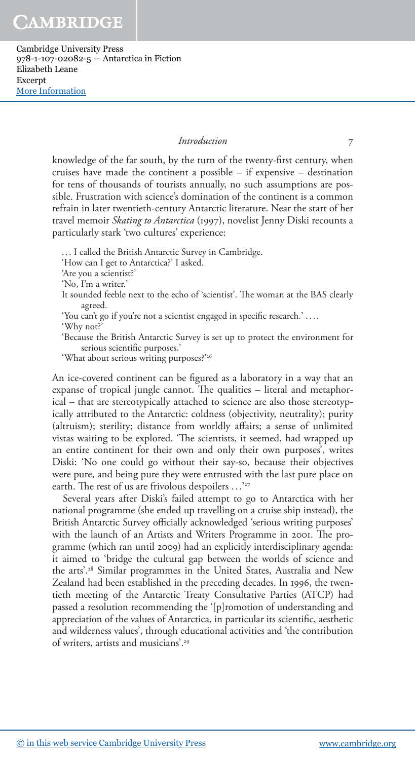knowledge of the far south, by the turn of the twenty-first century, when cruises have made the continent a possible – if expensive – destination for tens of thousands of tourists annually, no such assumptions are possible. Frustration with science's domination of the continent is a common refrain in later twentieth-century Antarctic literature. Near the start of her travel memoir *Skating to Antarctica* (1997), novelist Jenny Diski recounts a particularly stark 'two cultures' experience:

> … I called the British Antarctic Survey in Cambridge.
> 'How can I get to Antarctica?' I asked.
> 'Are you a scientist?'
> 'No, I'm a writer.'
> It sounded feeble next to the echo of 'scientist'. The woman at the BAS clearly agreed.
> 'You can't go if you're not a scientist engaged in specific research.' ….
> 'Why not?'
> 'Because the British Antarctic Survey is set up to protect the environment for serious scientific purposes.'
> 'What about serious writing purposes?'[26]

An ice-covered continent can be figured as a laboratory in a way that an expanse of tropical jungle cannot. The qualities – literal and metaphorical – that are stereotypically attached to science are also those stereotypically attributed to the Antarctic: coldness (objectivity, neutrality); purity (altruism); sterility; distance from worldly affairs; a sense of unlimited vistas waiting to be explored. 'The scientists, it seemed, had wrapped up an entire continent for their own and only their own purposes', writes Diski: 'No one could go without their say-so, because their objectives were pure, and being pure they were entrusted with the last pure place on earth. The rest of us are frivolous despoilers …'[27]

Several years after Diski's failed attempt to go to Antarctica with her national programme (she ended up travelling on a cruise ship instead), the British Antarctic Survey officially acknowledged 'serious writing purposes' with the launch of an Artists and Writers Programme in 2001. The programme (which ran until 2009) had an explicitly interdisciplinary agenda: it aimed to 'bridge the cultural gap between the worlds of science and the arts'.[28] Similar programmes in the United States, Australia and New Zealand had been established in the preceding decades. In 1996, the twentieth meeting of the Antarctic Treaty Consultative Parties (ATCP) had passed a resolution recommending the '[p]romotion of understanding and appreciation of the values of Antarctica, in particular its scientific, aesthetic and wilderness values', through educational activities and 'the contribution of writers, artists and musicians'.[29]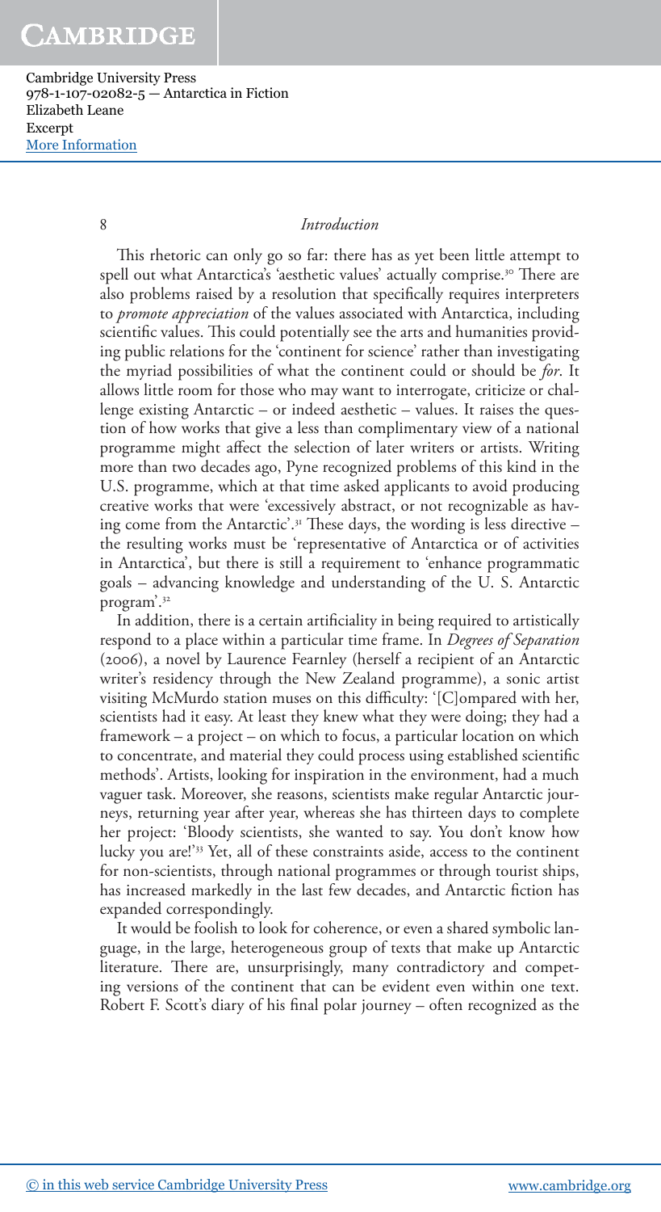This rhetoric can only go so far: there has as yet been little attempt to spell out what Antarctica's 'aesthetic values' actually comprise.[30] There are also problems raised by a resolution that specifically requires interpreters to *promote appreciation* of the values associated with Antarctica, including scientific values. This could potentially see the arts and humanities providing public relations for the 'continent for science' rather than investigating the myriad possibilities of what the continent could or should be *for*. It allows little room for those who may want to interrogate, criticize or challenge existing Antarctic – or indeed aesthetic – values. It raises the question of how works that give a less than complimentary view of a national programme might affect the selection of later writers or artists. Writing more than two decades ago, Pyne recognized problems of this kind in the U.S. programme, which at that time asked applicants to avoid producing creative works that were 'excessively abstract, or not recognizable as having come from the Antarctic'.[31] These days, the wording is less directive – the resulting works must be 'representative of Antarctica or of activities in Antarctica', but there is still a requirement to 'enhance programmatic goals – advancing knowledge and understanding of the U. S. Antarctic program'.[32]

In addition, there is a certain artificiality in being required to artistically respond to a place within a particular time frame. In *Degrees of Separation* (2006), a novel by Laurence Fearnley (herself a recipient of an Antarctic writer's residency through the New Zealand programme), a sonic artist visiting McMurdo station muses on this difficulty: '[C]ompared with her, scientists had it easy. At least they knew what they were doing; they had a framework – a project – on which to focus, a particular location on which to concentrate, and material they could process using established scientific methods'. Artists, looking for inspiration in the environment, had a much vaguer task. Moreover, she reasons, scientists make regular Antarctic journeys, returning year after year, whereas she has thirteen days to complete her project: 'Bloody scientists, she wanted to say. You don't know how lucky you are!'[33] Yet, all of these constraints aside, access to the continent for non-scientists, through national programmes or through tourist ships, has increased markedly in the last few decades, and Antarctic fiction has expanded correspondingly.

It would be foolish to look for coherence, or even a shared symbolic language, in the large, heterogeneous group of texts that make up Antarctic literature. There are, unsurprisingly, many contradictory and competing versions of the continent that can be evident even within one text. Robert F. Scott's diary of his final polar journey – often recognized as the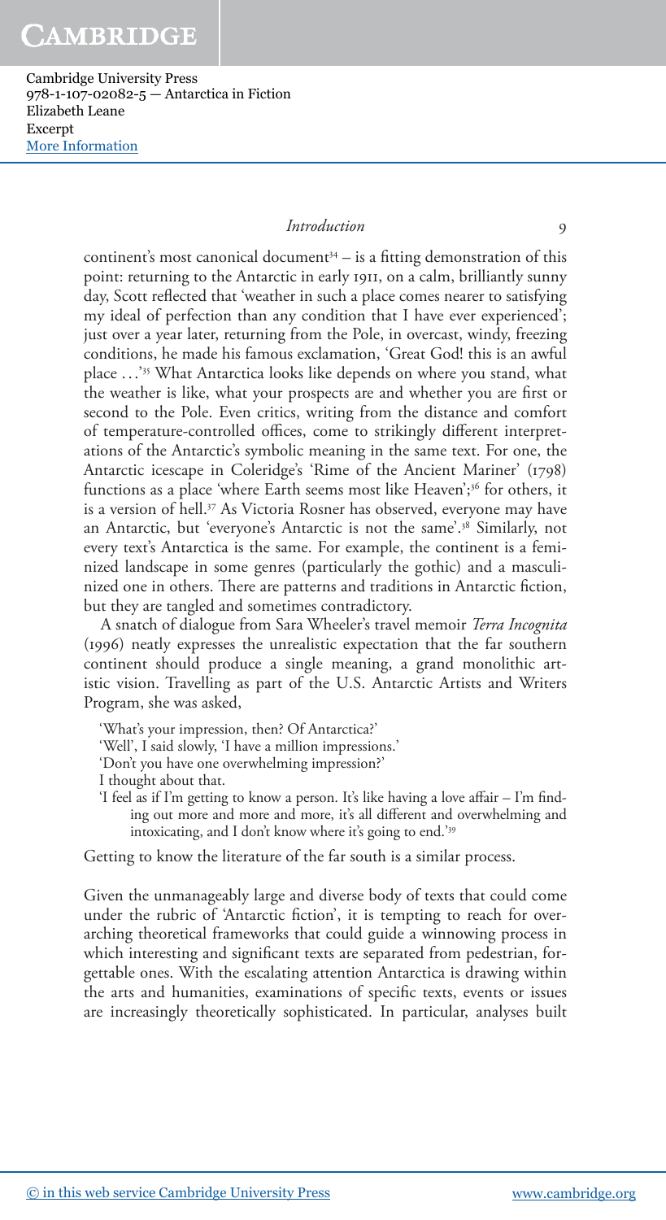continent's most canonical document[34] – is a fitting demonstration of this point: returning to the Antarctic in early 1911, on a calm, brilliantly sunny day, Scott reflected that 'weather in such a place comes nearer to satisfying my ideal of perfection than any condition that I have ever experienced'; just over a year later, returning from the Pole, in overcast, windy, freezing conditions, he made his famous exclamation, 'Great God! this is an awful place …'[35] What Antarctica looks like depends on where you stand, what the weather is like, what your prospects are and whether you are first or second to the Pole. Even critics, writing from the distance and comfort of temperature-controlled offices, come to strikingly different interpretations of the Antarctic's symbolic meaning in the same text. For one, the Antarctic icescape in Coleridge's 'Rime of the Ancient Mariner' (1798) functions as a place 'where Earth seems most like Heaven';[36] for others, it is a version of hell.[37] As Victoria Rosner has observed, everyone may have an Antarctic, but 'everyone's Antarctic is not the same'.[38] Similarly, not every text's Antarctica is the same. For example, the continent is a feminized landscape in some genres (particularly the gothic) and a masculinized one in others. There are patterns and traditions in Antarctic fiction, but they are tangled and sometimes contradictory.

A snatch of dialogue from Sara Wheeler's travel memoir *Terra Incognita* (1996) neatly expresses the unrealistic expectation that the far southern continent should produce a single meaning, a grand monolithic artistic vision. Travelling as part of the U.S. Antarctic Artists and Writers Program, she was asked,

> 'What's your impression, then? Of Antarctica?'
> 'Well', I said slowly, 'I have a million impressions.'
> 'Don't you have one overwhelming impression?'
> I thought about that.
> 'I feel as if I'm getting to know a person. It's like having a love affair – I'm finding out more and more and more, it's all different and overwhelming and intoxicating, and I don't know where it's going to end.'[39]

Getting to know the literature of the far south is a similar process.

Given the unmanageably large and diverse body of texts that could come under the rubric of 'Antarctic fiction', it is tempting to reach for overarching theoretical frameworks that could guide a winnowing process in which interesting and significant texts are separated from pedestrian, forgettable ones. With the escalating attention Antarctica is drawing within the arts and humanities, examinations of specific texts, events or issues are increasingly theoretically sophisticated. In particular, analyses built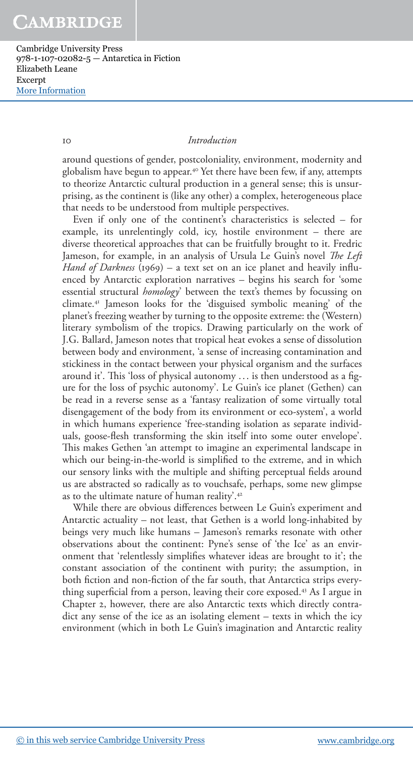around questions of gender, postcoloniality, environment, modernity and globalism have begun to appear.[40] Yet there have been few, if any, attempts to theorize Antarctic cultural production in a general sense; this is unsurprising, as the continent is (like any other) a complex, heterogeneous place that needs to be understood from multiple perspectives.

Even if only one of the continent's characteristics is selected – for example, its unrelentingly cold, icy, hostile environment – there are diverse theoretical approaches that can be fruitfully brought to it. Fredric Jameson, for example, in an analysis of Ursula Le Guin's novel *The Left Hand of Darkness* (1969) – a text set on an ice planet and heavily influenced by Antarctic exploration narratives – begins his search for 'some essential structural *homology*' between the text's themes by focussing on climate.[41] Jameson looks for the 'disguised symbolic meaning' of the planet's freezing weather by turning to the opposite extreme: the (Western) literary symbolism of the tropics. Drawing particularly on the work of J.G. Ballard, Jameson notes that tropical heat evokes a sense of dissolution between body and environment, 'a sense of increasing contamination and stickiness in the contact between your physical organism and the surfaces around it'. This 'loss of physical autonomy … is then understood as a figure for the loss of psychic autonomy'. Le Guin's ice planet (Gethen) can be read in a reverse sense as a 'fantasy realization of some virtually total disengagement of the body from its environment or eco-system', a world in which humans experience 'free-standing isolation as separate individuals, goose-flesh transforming the skin itself into some outer envelope'. This makes Gethen 'an attempt to imagine an experimental landscape in which our being-in-the-world is simplified to the extreme, and in which our sensory links with the multiple and shifting perceptual fields around us are abstracted so radically as to vouchsafe, perhaps, some new glimpse as to the ultimate nature of human reality'.[42]

While there are obvious differences between Le Guin's experiment and Antarctic actuality – not least, that Gethen is a world long-inhabited by beings very much like humans – Jameson's remarks resonate with other observations about the continent: Pyne's sense of 'the Ice' as an environment that 'relentlessly simplifies whatever ideas are brought to it'; the constant association of the continent with purity; the assumption, in both fiction and non-fiction of the far south, that Antarctica strips everything superficial from a person, leaving their core exposed.[43] As I argue in Chapter 2, however, there are also Antarctic texts which directly contradict any sense of the ice as an isolating element – texts in which the icy environment (which in both Le Guin's imagination and Antarctic reality